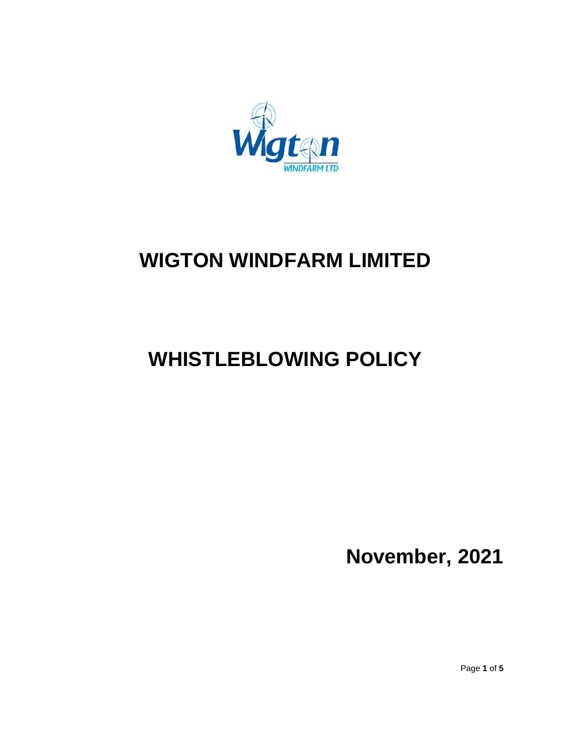# WIGTON WINDFARM LIMITED

# WHISTLEBLOWING POLICY

**November, 2021**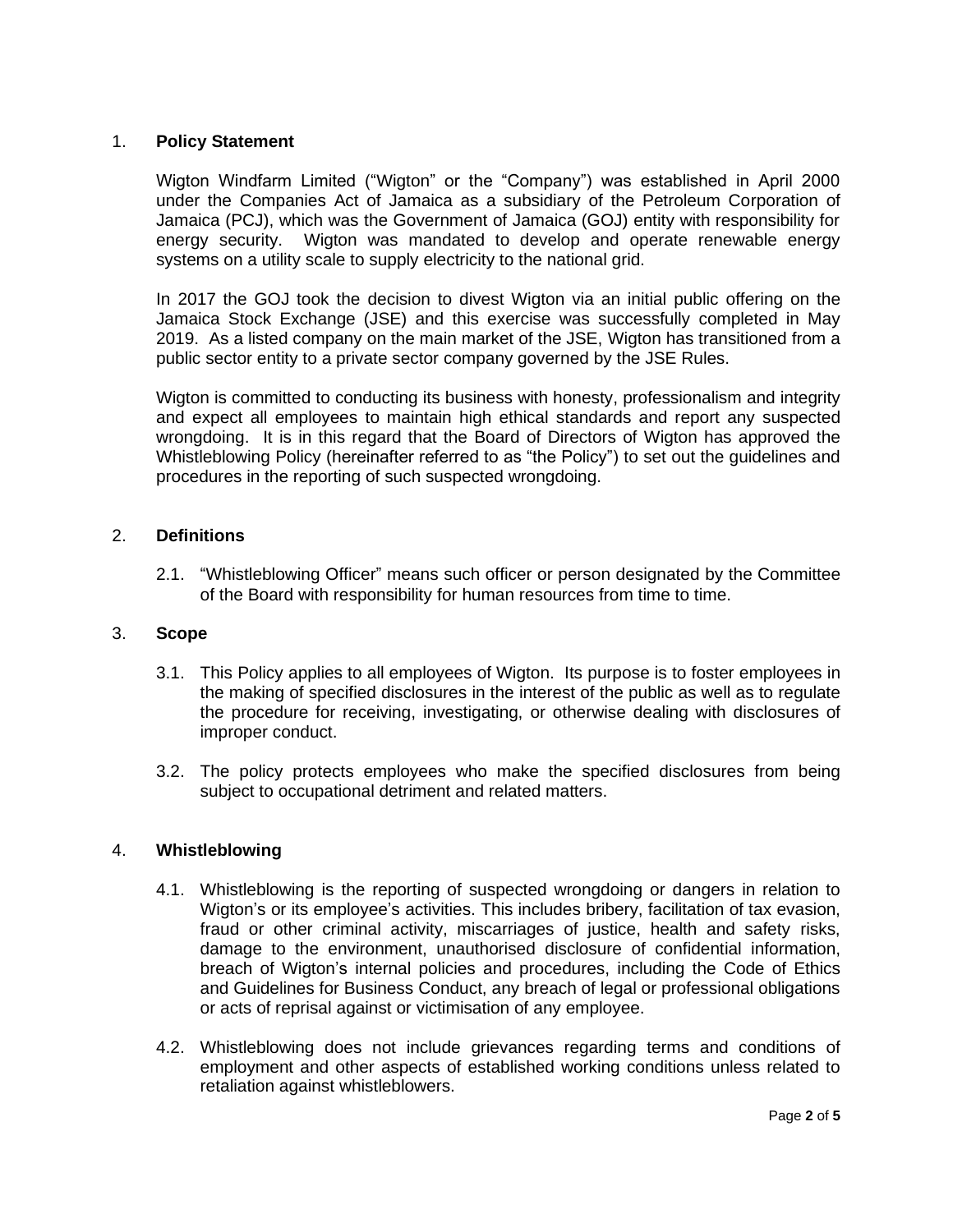## 1. Policy Statement

Wigton Windfarm Limited ("Wigton" or the "Company") was established in April 2000 under the Companies Act of Jamaica as a subsidiary of the Petroleum Corporation of Jamaica (PCJ), which was the Government of Jamaica (GOJ) entity with responsibility for energy security. Wigton was mandated to develop and operate renewable energy systems on a utility scale to supply electricity to the national grid.

In 2017 the GOJ took the decision to divest Wigton via an initial public offering on the Jamaica Stock Exchange (JSE) and this exercise was successfully completed in May 2019. As a listed company on the main market of the JSE, Wigton has transitioned from a public sector entity to a private sector company governed by the JSE Rules.

Wigton is committed to conducting its business with honesty, professionalism and integrity and expect all employees to maintain high ethical standards and report any suspected wrongdoing. It is in this regard that the Board of Directors of Wigton has approved the Whistleblowing Policy (hereinafter referred to as "the Policy") to set out the guidelines and procedures in the reporting of such suspected wrongdoing.

## 2. Definitions

2.1. "Whistleblowing Officer" means such officer or person designated by the Committee of the Board with responsibility for human resources from time to time.

## 3. Scope

3.1. This Policy applies to all employees of Wigton. Its purpose is to foster employees in the making of specified disclosures in the interest of the public as well as to regulate the procedure for receiving, investigating, or otherwise dealing with disclosures of improper conduct.

3.2. The policy protects employees who make the specified disclosures from being subject to occupational detriment and related matters.

## 4. Whistleblowing

4.1. Whistleblowing is the reporting of suspected wrongdoing or dangers in relation to Wigton's or its employee's activities. This includes bribery, facilitation of tax evasion, fraud or other criminal activity, miscarriages of justice, health and safety risks, damage to the environment, unauthorised disclosure of confidential information, breach of Wigton's internal policies and procedures, including the Code of Ethics and Guidelines for Business Conduct, any breach of legal or professional obligations or acts of reprisal against or victimisation of any employee.

4.2. Whistleblowing does not include grievances regarding terms and conditions of employment and other aspects of established working conditions unless related to retaliation against whistleblowers.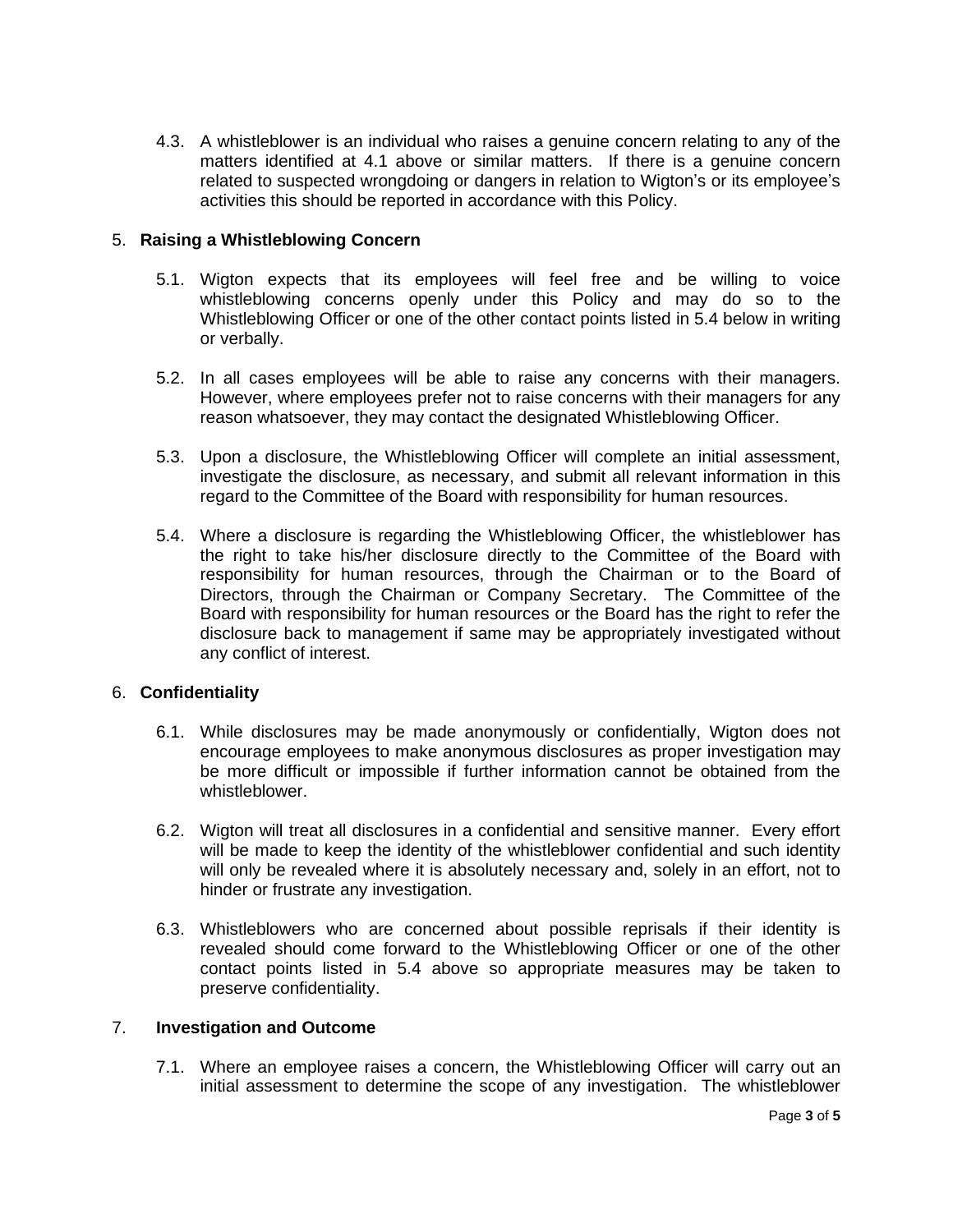4.3. A whistleblower is an individual who raises a genuine concern relating to any of the matters identified at 4.1 above or similar matters. If there is a genuine concern related to suspected wrongdoing or dangers in relation to Wigton's or its employee's activities this should be reported in accordance with this Policy.

## 5. **Raising a Whistleblowing Concern**

5.1. Wigton expects that its employees will feel free and be willing to voice whistleblowing concerns openly under this Policy and may do so to the Whistleblowing Officer or one of the other contact points listed in 5.4 below in writing or verbally.

5.2. In all cases employees will be able to raise any concerns with their managers. However, where employees prefer not to raise concerns with their managers for any reason whatsoever, they may contact the designated Whistleblowing Officer.

5.3. Upon a disclosure, the Whistleblowing Officer will complete an initial assessment, investigate the disclosure, as necessary, and submit all relevant information in this regard to the Committee of the Board with responsibility for human resources.

5.4. Where a disclosure is regarding the Whistleblowing Officer, the whistleblower has the right to take his/her disclosure directly to the Committee of the Board with responsibility for human resources, through the Chairman or to the Board of Directors, through the Chairman or Company Secretary. The Committee of the Board with responsibility for human resources or the Board has the right to refer the disclosure back to management if same may be appropriately investigated without any conflict of interest.

## 6. **Confidentiality**

6.1. While disclosures may be made anonymously or confidentially, Wigton does not encourage employees to make anonymous disclosures as proper investigation may be more difficult or impossible if further information cannot be obtained from the whistleblower.

6.2. Wigton will treat all disclosures in a confidential and sensitive manner. Every effort will be made to keep the identity of the whistleblower confidential and such identity will only be revealed where it is absolutely necessary and, solely in an effort, not to hinder or frustrate any investigation.

6.3. Whistleblowers who are concerned about possible reprisals if their identity is revealed should come forward to the Whistleblowing Officer or one of the other contact points listed in 5.4 above so appropriate measures may be taken to preserve confidentiality.

## 7. **Investigation and Outcome**

7.1. Where an employee raises a concern, the Whistleblowing Officer will carry out an initial assessment to determine the scope of any investigation. The whistleblower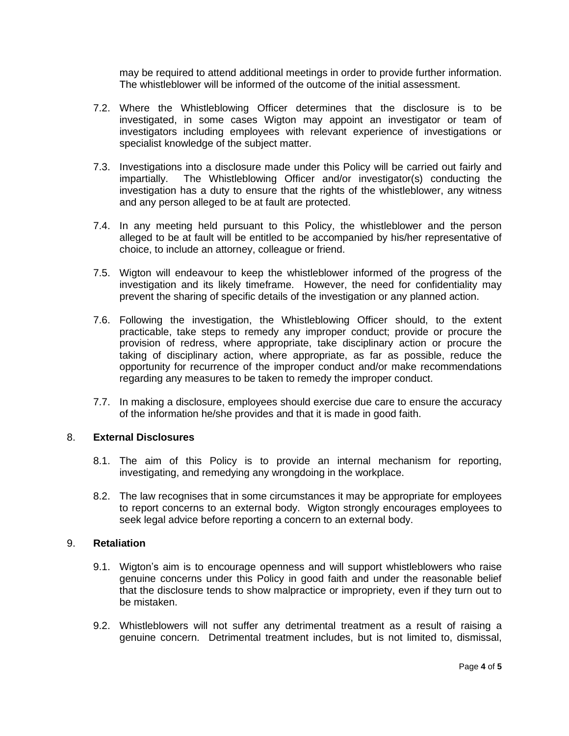may be required to attend additional meetings in order to provide further information. The whistleblower will be informed of the outcome of the initial assessment.

7.2. Where the Whistleblowing Officer determines that the disclosure is to be investigated, in some cases Wigton may appoint an investigator or team of investigators including employees with relevant experience of investigations or specialist knowledge of the subject matter.

7.3. Investigations into a disclosure made under this Policy will be carried out fairly and impartially. The Whistleblowing Officer and/or investigator(s) conducting the investigation has a duty to ensure that the rights of the whistleblower, any witness and any person alleged to be at fault are protected.

7.4. In any meeting held pursuant to this Policy, the whistleblower and the person alleged to be at fault will be entitled to be accompanied by his/her representative of choice, to include an attorney, colleague or friend.

7.5. Wigton will endeavour to keep the whistleblower informed of the progress of the investigation and its likely timeframe. However, the need for confidentiality may prevent the sharing of specific details of the investigation or any planned action.

7.6. Following the investigation, the Whistleblowing Officer should, to the extent practicable, take steps to remedy any improper conduct; provide or procure the provision of redress, where appropriate, take disciplinary action or procure the taking of disciplinary action, where appropriate, as far as possible, reduce the opportunity for recurrence of the improper conduct and/or make recommendations regarding any measures to be taken to remedy the improper conduct.

7.7. In making a disclosure, employees should exercise due care to ensure the accuracy of the information he/she provides and that it is made in good faith.

## 8. External Disclosures

8.1. The aim of this Policy is to provide an internal mechanism for reporting, investigating, and remedying any wrongdoing in the workplace.

8.2. The law recognises that in some circumstances it may be appropriate for employees to report concerns to an external body. Wigton strongly encourages employees to seek legal advice before reporting a concern to an external body.

## 9. Retaliation

9.1. Wigton's aim is to encourage openness and will support whistleblowers who raise genuine concerns under this Policy in good faith and under the reasonable belief that the disclosure tends to show malpractice or impropriety, even if they turn out to be mistaken.

9.2. Whistleblowers will not suffer any detrimental treatment as a result of raising a genuine concern. Detrimental treatment includes, but is not limited to, dismissal,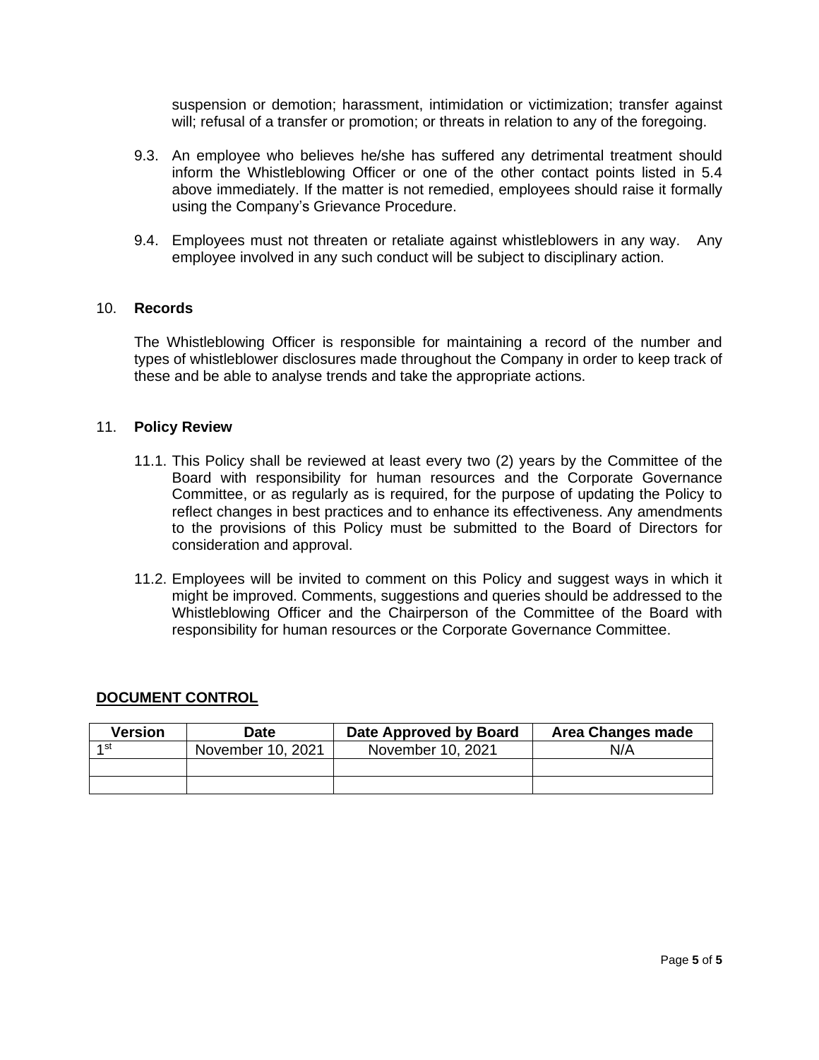suspension or demotion; harassment, intimidation or victimization; transfer against will; refusal of a transfer or promotion; or threats in relation to any of the foregoing.

9.3. An employee who believes he/she has suffered any detrimental treatment should inform the Whistleblowing Officer or one of the other contact points listed in 5.4 above immediately. If the matter is not remedied, employees should raise it formally using the Company's Grievance Procedure.

9.4. Employees must not threaten or retaliate against whistleblowers in any way. Any employee involved in any such conduct will be subject to disciplinary action.

## 10. **Records**

The Whistleblowing Officer is responsible for maintaining a record of the number and types of whistleblower disclosures made throughout the Company in order to keep track of these and be able to analyse trends and take the appropriate actions.

## 11. **Policy Review**

11.1. This Policy shall be reviewed at least every two (2) years by the Committee of the Board with responsibility for human resources and the Corporate Governance Committee, or as regularly as is required, for the purpose of updating the Policy to reflect changes in best practices and to enhance its effectiveness. Any amendments to the provisions of this Policy must be submitted to the Board of Directors for consideration and approval.

11.2. Employees will be invited to comment on this Policy and suggest ways in which it might be improved. Comments, suggestions and queries should be addressed to the Whistleblowing Officer and the Chairperson of the Committee of the Board with responsibility for human resources or the Corporate Governance Committee.

**DOCUMENT CONTROL**

| Version | Date | Date Approved by Board | Area Changes made |
|---|---|---|---|
| 1st | November 10, 2021 | November 10, 2021 | N/A |
| | | | |
| | | | |